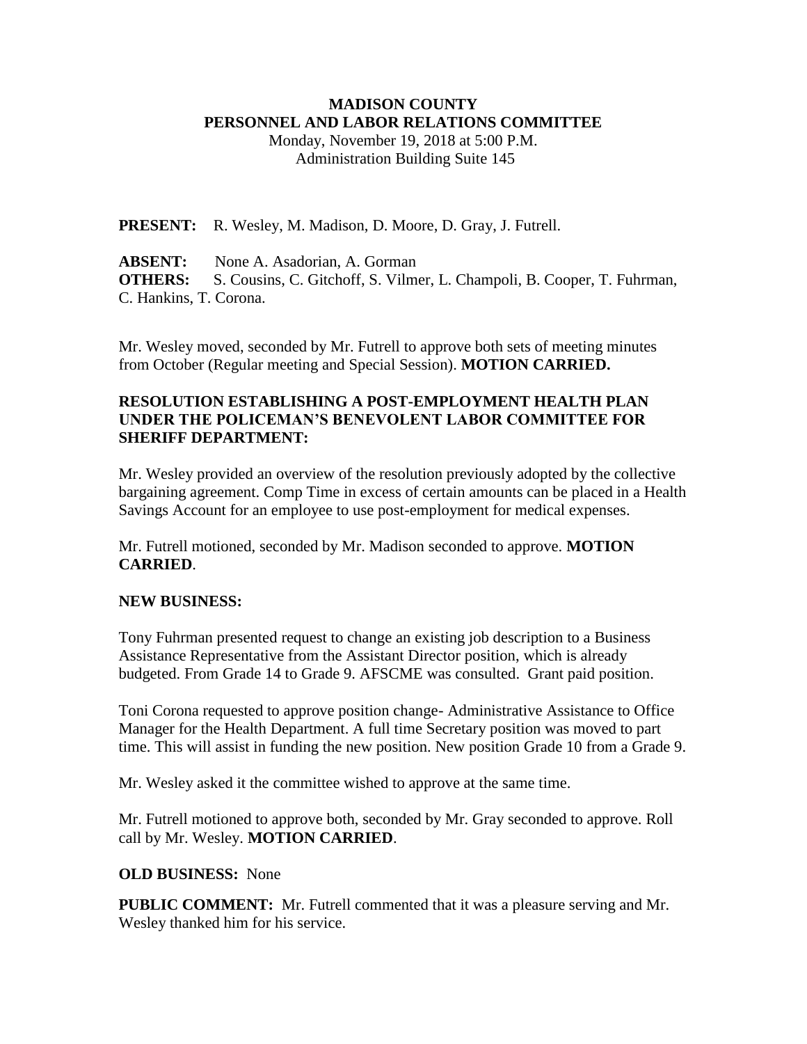**MADISON COUNTY**
**PERSONNEL AND LABOR RELATIONS COMMITTEE**
Monday, November 19, 2018 at 5:00 P.M.
Administration Building Suite 145

**PRESENT:** R. Wesley, M. Madison, D. Moore, D. Gray, J. Futrell.

**ABSENT:** None A. Asadorian, A. Gorman
**OTHERS:** S. Cousins, C. Gitchoff, S. Vilmer, L. Champoli, B. Cooper, T. Fuhrman, C. Hankins, T. Corona.

Mr. Wesley moved, seconded by Mr. Futrell to approve both sets of meeting minutes from October (Regular meeting and Special Session). **MOTION CARRIED.**

**RESOLUTION ESTABLISHING A POST-EMPLOYMENT HEALTH PLAN UNDER THE POLICEMAN'S BENEVOLENT LABOR COMMITTEE FOR SHERIFF DEPARTMENT:**

Mr. Wesley provided an overview of the resolution previously adopted by the collective bargaining agreement. Comp Time in excess of certain amounts can be placed in a Health Savings Account for an employee to use post-employment for medical expenses.

Mr. Futrell motioned, seconded by Mr. Madison seconded to approve. **MOTION CARRIED**.

**NEW BUSINESS:**

Tony Fuhrman presented request to change an existing job description to a Business Assistance Representative from the Assistant Director position, which is already budgeted. From Grade 14 to Grade 9. AFSCME was consulted. Grant paid position.

Toni Corona requested to approve position change- Administrative Assistance to Office Manager for the Health Department. A full time Secretary position was moved to part time. This will assist in funding the new position. New position Grade 10 from a Grade 9.

Mr. Wesley asked it the committee wished to approve at the same time.

Mr. Futrell motioned to approve both, seconded by Mr. Gray seconded to approve. Roll call by Mr. Wesley. **MOTION CARRIED**.

**OLD BUSINESS:** None

**PUBLIC COMMENT:** Mr. Futrell commented that it was a pleasure serving and Mr. Wesley thanked him for his service.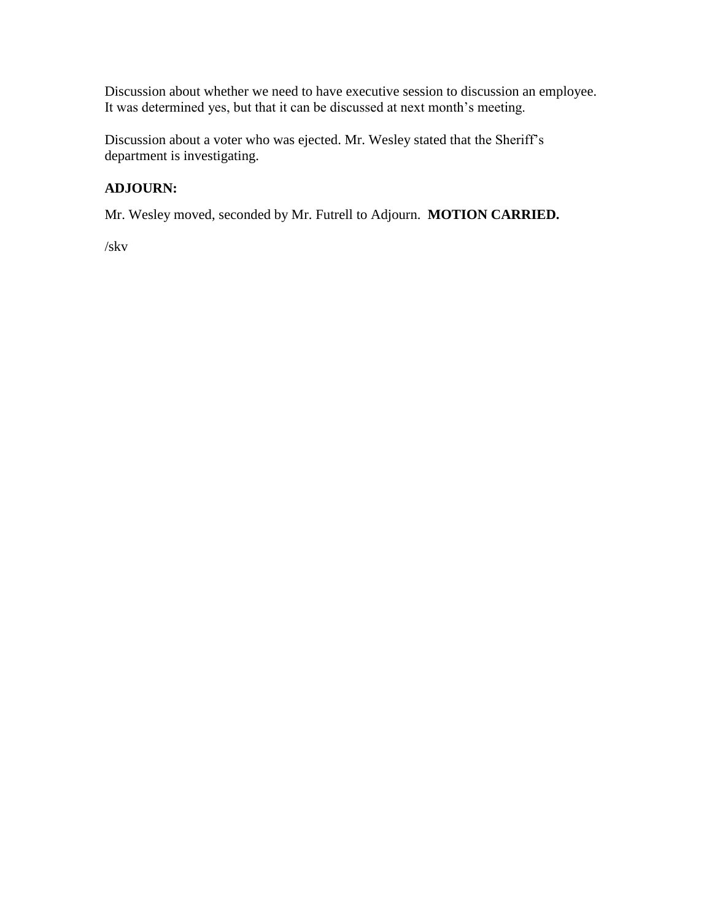Discussion about whether we need to have executive session to discussion an employee. It was determined yes, but that it can be discussed at next month's meeting.

Discussion about a voter who was ejected. Mr. Wesley stated that the Sheriff's department is investigating.

**ADJOURN:**

Mr. Wesley moved, seconded by Mr. Futrell to Adjourn. **MOTION CARRIED.**

/skv